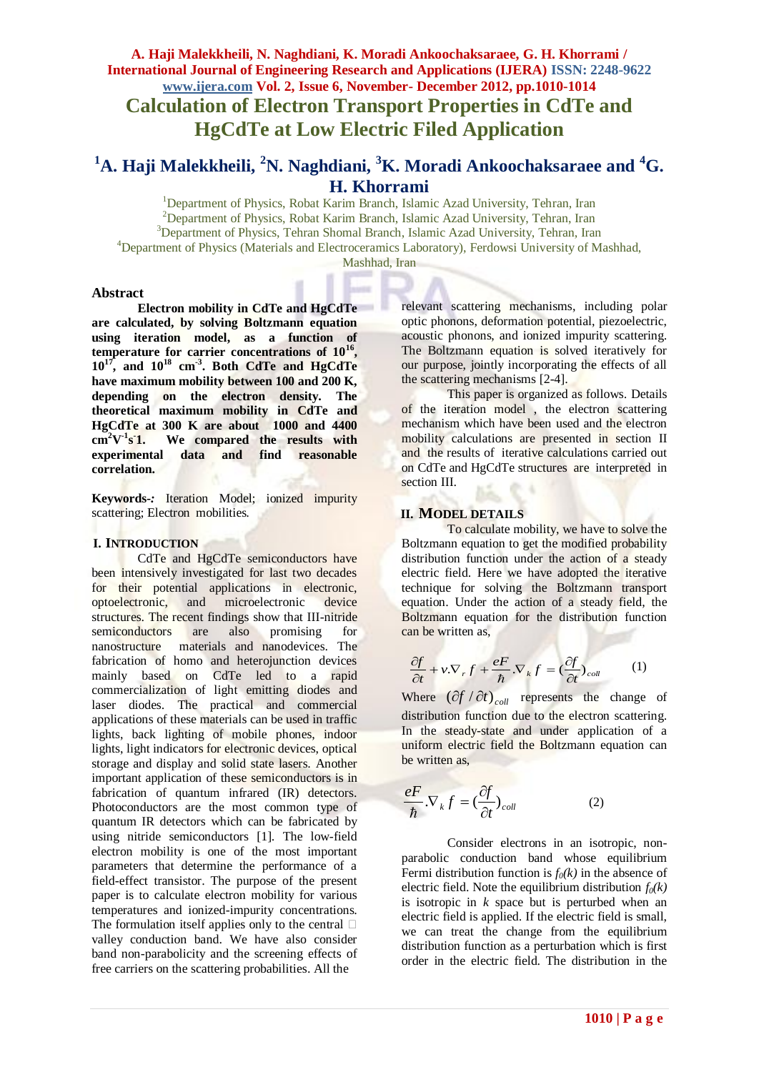# Calculation of Electron Transport Properties in CdTe and HgCdTe at Low Electric Filed Application

## [1]A. Haji Malekkheili, [2]N. Naghdiani, [3]K. Moradi Ankoochaksaraee and [4]G. H. Khorrami

[1]Department of Physics, Robat Karim Branch, Islamic Azad University, Tehran, Iran
[2]Department of Physics, Robat Karim Branch, Islamic Azad University, Tehran, Iran
[3]Department of Physics, Tehran Shomal Branch, Islamic Azad University, Tehran, Iran
[4]Department of Physics (Materials and Electroceramics Laboratory), Ferdowsi University of Mashhad, Mashhad, Iran

### Abstract

**Electron mobility in CdTe and HgCdTe are calculated, by solving Boltzmann equation using iteration model, as a function of temperature for carrier concentrations of $10^{16}$, $10^{17}$, and $10^{18}$ $cm^{-3}$. Both CdTe and HgCdTe have maximum mobility between 100 and 200 K, depending on the electron density. The theoretical maximum mobility in CdTe and HgCdTe at 300 K are about 1000 and 4400 $cm^2V^{-1}s^{-1}$. We compared the results with experimental data and find reasonable correlation.**

**Keywords-:** Iteration Model; ionized impurity scattering; Electron mobilities.

## I. Introduction

CdTe and HgCdTe semiconductors have been intensively investigated for last two decades for their potential applications in electronic, optoelectronic, and microelectronic device structures. The recent findings show that III-nitride semiconductors are also promising for nanostructure materials and nanodevices. The fabrication of homo and heterojunction devices mainly based on CdTe led to a rapid commercialization of light emitting diodes and laser diodes. The practical and commercial applications of these materials can be used in traffic lights, back lighting of mobile phones, indoor lights, light indicators for electronic devices, optical storage and display and solid state lasers. Another important application of these semiconductors is in fabrication of quantum infrared (IR) detectors. Photoconductors are the most common type of quantum IR detectors which can be fabricated by using nitride semiconductors [1]. The low-field electron mobility is one of the most important parameters that determine the performance of a field-effect transistor. The purpose of the present paper is to calculate electron mobility for various temperatures and ionized-impurity concentrations. The formulation itself applies only to the central □ valley conduction band. We have also consider band non-parabolicity and the screening effects of free carriers on the scattering probabilities. All the relevant scattering mechanisms, including polar optic phonons, deformation potential, piezoelectric, acoustic phonons, and ionized impurity scattering. The Boltzmann equation is solved iteratively for our purpose, jointly incorporating the effects of all the scattering mechanisms [2-4].

This paper is organized as follows. Details of the iteration model , the electron scattering mechanism which have been used and the electron mobility calculations are presented in section II and the results of iterative calculations carried out on CdTe and HgCdTe structures are interpreted in section III.

## II. Model Details

To calculate mobility, we have to solve the Boltzmann equation to get the modified probability distribution function under the action of a steady electric field. Here we have adopted the iterative technique for solving the Boltzmann transport equation. Under the action of a steady field, the Boltzmann equation for the distribution function can be written as,

$$\frac{\partial f}{\partial t} + v.\nabla_r f + \frac{eF}{\hbar}.\nabla_k f = \left(\frac{\partial f}{\partial t}\right)_{coll} \qquad (1)$$

Where $(\partial f / \partial t)_{coll}$ represents the change of distribution function due to the electron scattering. In the steady-state and under application of a uniform electric field the Boltzmann equation can be written as,

$$\frac{eF}{\hbar}.\nabla_k f = \left(\frac{\partial f}{\partial t}\right)_{coll} \qquad (2)$$

Consider electrons in an isotropic, non-parabolic conduction band whose equilibrium Fermi distribution function is $f_0(k)$ in the absence of electric field. Note the equilibrium distribution $f_0(k)$ is isotropic in $k$ space but is perturbed when an electric field is applied. If the electric field is small, we can treat the change from the equilibrium distribution function as a perturbation which is first order in the electric field. The distribution in the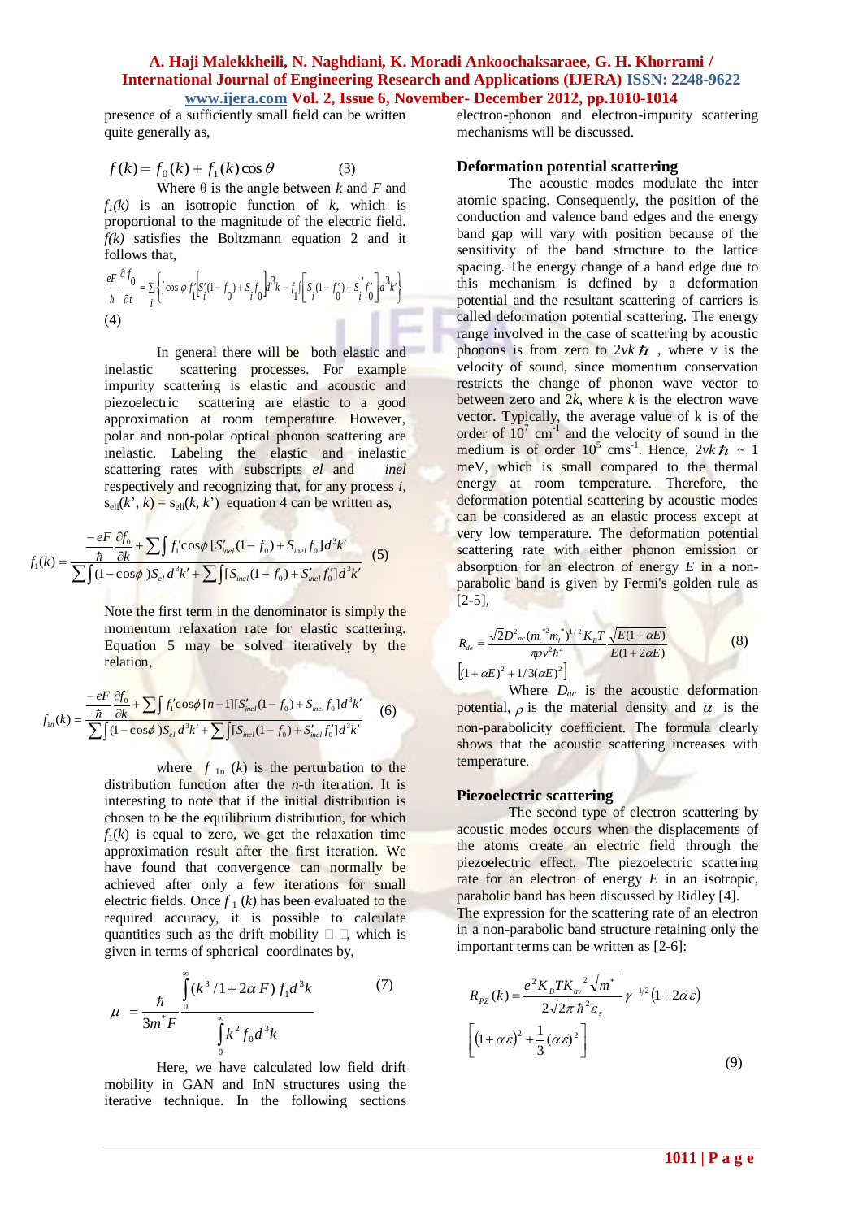presence of a sufficiently small field can be written quite generally as,

$$f(k) = f_0(k) + f_1(k)\cos\theta \qquad (3)$$

Where θ is the angle between $k$ and $F$ and $f_1(k)$ is an isotropic function of $k$, which is proportional to the magnitude of the electric field. $f(k)$ satisfies the Boltzmann equation 2 and it follows that,

$$\frac{eF}{\hbar}\frac{\partial f_0}{\partial t} = \sum_i \left\{ \int \cos\varphi\, f_1'\left[S_i'(1-f_0)+S_i f_0\right]d^3k - f_1\int\left[S_i(1-f_0')+S_i' f_0'\right]d^3k' \right\}$$
(4)

In general there will be both elastic and inelastic scattering processes. For example impurity scattering is elastic and acoustic and piezoelectric scattering are elastic to a good approximation at room temperature. However, polar and non-polar optical phonon scattering are inelastic. Labeling the elastic and inelastic scattering rates with subscripts *el* and *inel* respectively and recognizing that, for any process $i$, $s_{eli}(k', k) = s_{eli}(k, k')$ equation 4 can be written as,

$$f_1(k) = \frac{\dfrac{-eF}{\hbar}\dfrac{\partial f_0}{\partial k} + \sum\int f_1'\cos\phi\,[S_{inel}'(1-f_0)+S_{inel}f_0]d^3k'}{\sum\int(1-\cos\phi)S_{el}\,d^3k' + \sum\int[S_{inel}(1-f_0)+S_{inel}'f_0']d^3k'} \qquad (5)$$

Note the first term in the denominator is simply the momentum relaxation rate for elastic scattering. Equation 5 may be solved iteratively by the relation,

$$f_{1n}(k) = \frac{\dfrac{-eF}{\hbar}\dfrac{\partial f_0}{\partial k} + \sum\int f_1'\cos\phi\,[n-1][S_{inel}'(1-f_0)+S_{inel}f_0]d^3k'}{\sum\int(1-\cos\phi)S_{el}\,d^3k' + \sum\int[S_{inel}(1-f_0)+S_{inel}'f_0']d^3k'} \qquad (6)$$

where $f_{1n}(k)$ is the perturbation to the distribution function after the *n*-th iteration. It is interesting to note that if the initial distribution is chosen to be the equilibrium distribution, for which $f_1(k)$ is equal to zero, we get the relaxation time approximation result after the first iteration. We have found that convergence can normally be achieved after only a few iterations for small electric fields. Once $f_1(k)$ has been evaluated to the required accuracy, it is possible to calculate quantities such as the drift mobility □□, which is given in terms of spherical coordinates by,

$$\mu = \frac{\hbar}{3m^*F}\frac{\int_0^\infty (k^3/1+2\alpha F)\, f_1 d^3k}{\int_0^\infty k^2 f_0 d^3k} \qquad (7)$$

Here, we have calculated low field drift mobility in GAN and InN structures using the iterative technique. In the following sections electron-phonon and electron-impurity scattering mechanisms will be discussed.

## Deformation potential scattering

The acoustic modes modulate the inter atomic spacing. Consequently, the position of the conduction and valence band edges and the energy band gap will vary with position because of the sensitivity of the band structure to the lattice spacing. The energy change of a band edge due to this mechanism is defined by a deformation potential and the resultant scattering of carriers is called deformation potential scattering. The energy range involved in the case of scattering by acoustic phonons is from zero to $2vk\hbar$, where v is the velocity of sound, since momentum conservation restricts the change of phonon wave vector to between zero and $2k$, where $k$ is the electron wave vector. Typically, the average value of k is of the order of $10^7$ cm$^{-1}$ and the velocity of sound in the medium is of order $10^5$ cms$^{-1}$. Hence, $2vk\hbar \sim 1$ meV, which is small compared to the thermal energy at room temperature. Therefore, the deformation potential scattering by acoustic modes can be considered as an elastic process except at very low temperature. The deformation potential scattering rate with either phonon emission or absorption for an electron of energy $E$ in a non-parabolic band is given by Fermi's golden rule as [2-5],

$$R_{de} = \frac{\sqrt{2}D_{ac}^2(m_t^{*2}m_l^*)^{1/2}K_BT}{\pi\rho v^2\hbar^4}\frac{\sqrt{E(1+\alpha E)}}{E(1+2\alpha E)}\left[(1+\alpha E)^2+1/3(\alpha E)^2\right] \qquad (8)$$

Where $D_{ac}$ is the acoustic deformation potential, $\rho$ is the material density and $\alpha$ is the non-parabolicity coefficient. The formula clearly shows that the acoustic scattering increases with temperature.

## Piezoelectric scattering

The second type of electron scattering by acoustic modes occurs when the displacements of the atoms create an electric field through the piezoelectric effect. The piezoelectric scattering rate for an electron of energy $E$ in an isotropic, parabolic band has been discussed by Ridley [4].

The expression for the scattering rate of an electron in a non-parabolic band structure retaining only the important terms can be written as [2-6]:

$$R_{PZ}(k) = \frac{e^2K_BTK_{av}^2\sqrt{m^*}}{2\sqrt{2}\pi\hbar^2\varepsilon_s}\gamma^{-1/2}(1+2\alpha\varepsilon)\left[(1+\alpha\varepsilon)^2+\frac{1}{3}(\alpha\varepsilon)^2\right] \qquad (9)$$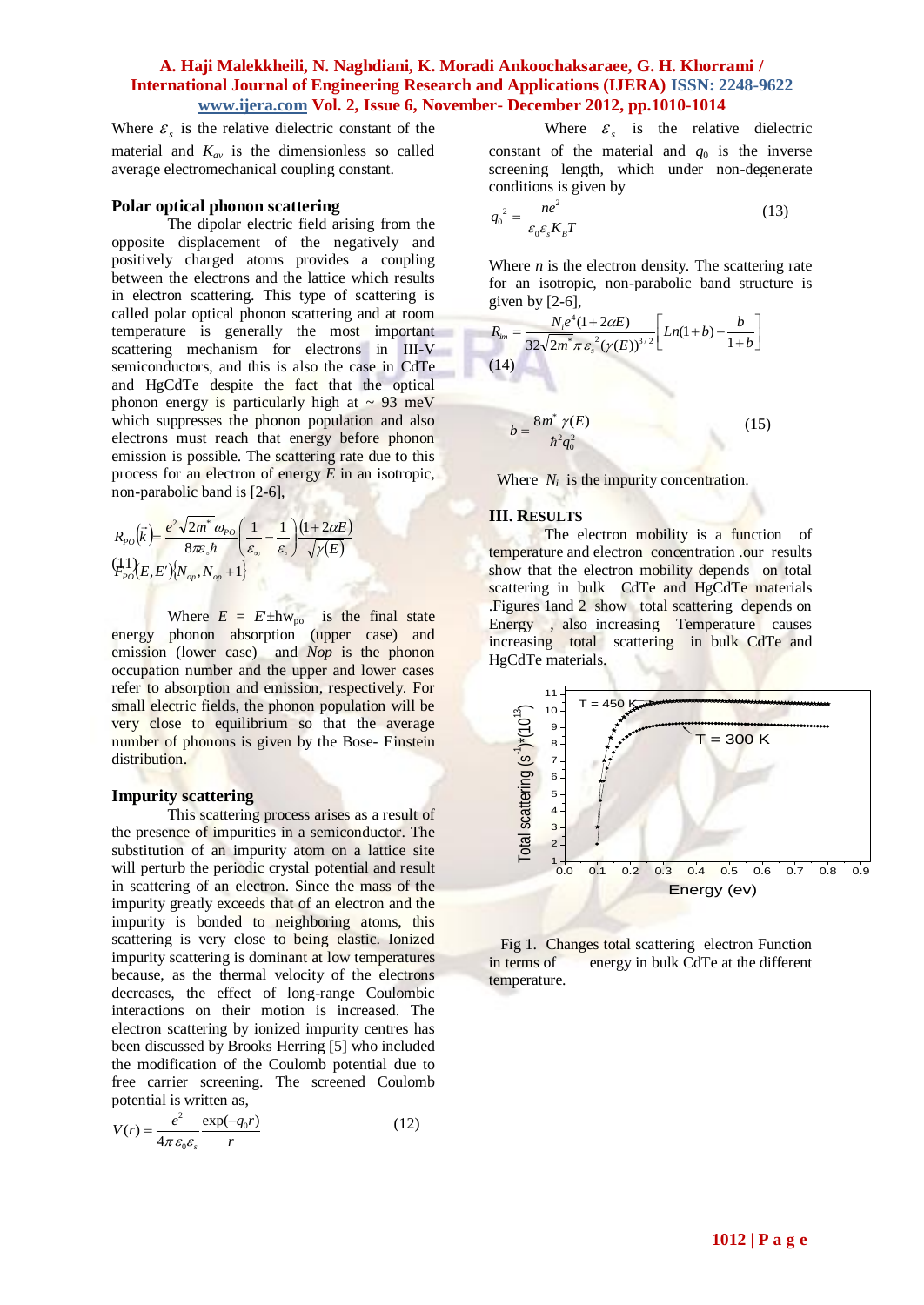Where $\varepsilon_s$ is the relative dielectric constant of the material and $K_{av}$ is the dimensionless so called average electromechanical coupling constant.

### Polar optical phonon scattering

The dipolar electric field arising from the opposite displacement of the negatively and positively charged atoms provides a coupling between the electrons and the lattice which results in electron scattering. This type of scattering is called polar optical phonon scattering and at room temperature is generally the most important scattering mechanism for electrons in III-V semiconductors, and this is also the case in CdTe and HgCdTe despite the fact that the optical phonon energy is particularly high at ~ 93 meV which suppresses the phonon population and also electrons must reach that energy before phonon emission is possible. The scattering rate due to this process for an electron of energy $E$ in an isotropic, non-parabolic band is [2-6],

$$R_{PO}(\vec{k}) = \frac{e^2\sqrt{2m^*}\,\omega_{PO}}{8\pi\varepsilon_s\hbar}\left(\frac{1}{\varepsilon_\infty}-\frac{1}{\varepsilon_s}\right)\frac{(1+2\alpha E)}{\sqrt{\gamma(E)}} F_{PO}(E,E')\{N_{op},N_{op}+1\} \quad (11)$$

Where $E = E' \pm \hbar w_{po}$ is the final state energy phonon absorption (upper case) and emission (lower case) and *Nop* is the phonon occupation number and the upper and lower cases refer to absorption and emission, respectively. For small electric fields, the phonon population will be very close to equilibrium so that the average number of phonons is given by the Bose- Einstein distribution.

### Impurity scattering

This scattering process arises as a result of the presence of impurities in a semiconductor. The substitution of an impurity atom on a lattice site will perturb the periodic crystal potential and result in scattering of an electron. Since the mass of the impurity greatly exceeds that of an electron and the impurity is bonded to neighboring atoms, this scattering is very close to being elastic. Ionized impurity scattering is dominant at low temperatures because, as the thermal velocity of the electrons decreases, the effect of long-range Coulombic interactions on their motion is increased. The electron scattering by ionized impurity centres has been discussed by Brooks Herring [5] who included the modification of the Coulomb potential due to free carrier screening. The screened Coulomb potential is written as,

$$V(r) = \frac{e^2}{4\pi\varepsilon_0\varepsilon_s}\frac{\exp(-q_0 r)}{r} \quad (12)$$

Where $\varepsilon_s$ is the relative dielectric constant of the material and $q_0$ is the inverse screening length, which under non-degenerate conditions is given by

$$q_0^{\,2} = \frac{ne^2}{\varepsilon_0\varepsilon_s K_B T} \quad (13)$$

Where $n$ is the electron density. The scattering rate for an isotropic, non-parabolic band structure is given by [2-6],

$$R_{im} = \frac{N_i e^4(1+2\alpha E)}{32\sqrt{2m^*}\,\pi\varepsilon_s^{\,2}(\gamma(E))^{3/2}}\left[Ln(1+b)-\frac{b}{1+b}\right] \quad (14)$$

$$b = \frac{8m^*\,\gamma(E)}{\hbar^2 q_0^2} \quad (15)$$

Where $N_i$ is the impurity concentration.

## III. Results

The electron mobility is a function of temperature and electron concentration .our results show that the electron mobility depends on total scattering in bulk CdTe and HgCdTe materials .Figures 1and 2 show total scattering depends on Energy , also increasing Temperature causes increasing total scattering in bulk CdTe and HgCdTe materials.

Fig 1. Changes total scattering electron Function in terms of energy in bulk CdTe at the different temperature.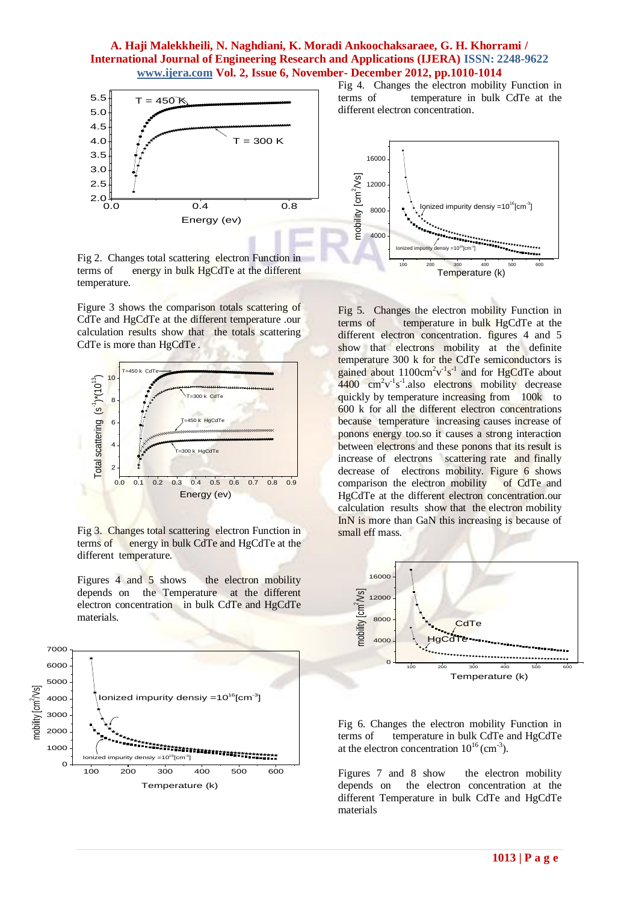Fig 2. Changes total scattering electron Function in terms of energy in bulk HgCdTe at the different temperature.

Figure 3 shows the comparison totals scattering of CdTe and HgCdTe at the different temperature .our calculation results show that the totals scattering CdTe is more than HgCdTe .

Fig 3. Changes total scattering electron Function in terms of energy in bulk CdTe and HgCdTe at the different temperature.

Figures 4 and 5 shows the electron mobility depends on the Temperature at the different electron concentration in bulk CdTe and HgCdTe materials.

Fig 4. Changes the electron mobility Function in terms of temperature in bulk CdTe at the different electron concentration.

Fig 5. Changes the electron mobility Function in terms of temperature in bulk HgCdTe at the different electron concentration. figures 4 and 5 show that electrons mobility at the definite temperature 300 k for the CdTe semiconductors is gained about 1100$cm^2v^{-1}s^{-1}$ and for HgCdTe about 4400 $cm^2v^{-1}s^{-1}$.also electrons mobility decrease quickly by temperature increasing from 100k to 600 k for all the different electron concentrations because temperature increasing causes increase of ponons energy too.so it causes a strong interaction between electrons and these ponons that its result is increase of electrons scattering rate and finally decrease of electrons mobility. Figure 6 shows comparison the electron mobility of CdTe and HgCdTe at the different electron concentration.our calculation results show that the electron mobility InN is more than GaN this increasing is because of small eff mass.

Fig 6. Changes the electron mobility Function in terms of temperature in bulk CdTe and HgCdTe at the electron concentration $10^{16}$ ($cm^{-3}$).

Figures 7 and 8 show the electron mobility depends on the electron concentration at the different Temperature in bulk CdTe and HgCdTe materials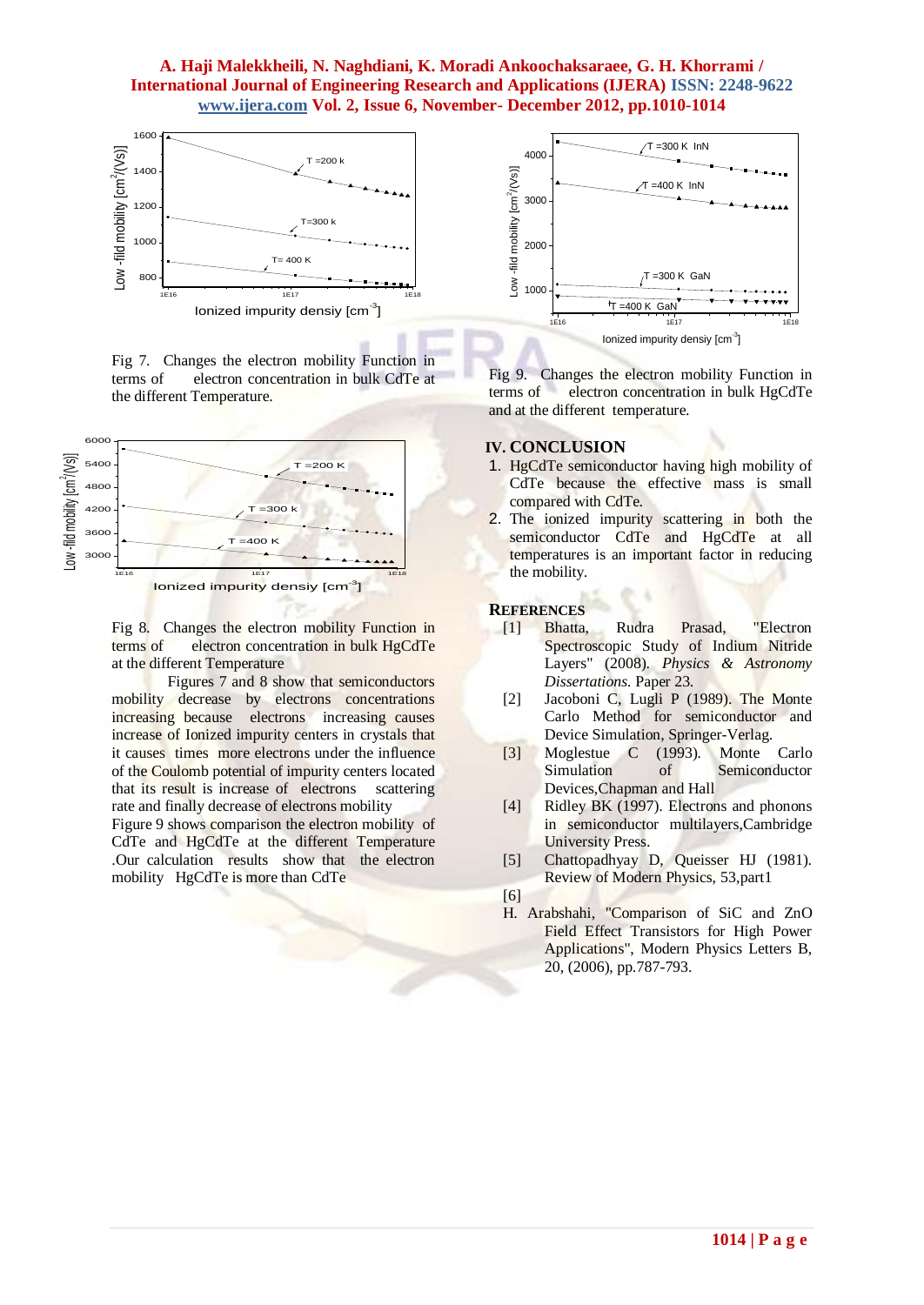1600

1400

1200

1000

800

Low -fild mobility [cm$^2$/(Vs)]

T =200 k

T=300 k

T= 400 K

1E16 1E17 1E18

Ionized impurity densiy [cm$^{-3}$]

Fig 7. Changes the electron mobility Function in terms of electron concentration in bulk CdTe at the different Temperature.

6000

5400

4800

4200

3600

3000

Low -fild mobility [cm$^2$/(Vs)]

T =200 K

T =300 k

T =400 K

1E16 1E17 1E18

Ionized impurity densiy [cm$^{-3}$]

Fig 8. Changes the electron mobility Function in terms of electron concentration in bulk HgCdTe at the different Temperature

Figures 7 and 8 show that semiconductors mobility decrease by electrons concentrations increasing because electrons increasing causes increase of Ionized impurity centers in crystals that it causes times more electrons under the influence of the Coulomb potential of impurity centers located that its result is increase of electrons scattering rate and finally decrease of electrons mobility

Figure 9 shows comparison the electron mobility of CdTe and HgCdTe at the different Temperature .Our calculation results show that the electron mobility HgCdTe is more than CdTe

4000

3000

2000

1000

Low -fild mobility [cm$^2$/(Vs)]

T =300 K InN

T =400 K InN

T =300 K GaN

T =400 K GaN

1E16 1E17 1E18

Ionized impurity densiy [cm$^{-3}$]

Fig 9. Changes the electron mobility Function in terms of electron concentration in bulk HgCdTe and at the different temperature.

## IV. CONCLUSION

1. HgCdTe semiconductor having high mobility of CdTe because the effective mass is small compared with CdTe.
2. The ionized impurity scattering in both the semiconductor CdTe and HgCdTe at all temperatures is an important factor in reducing the mobility.

## REFERENCES

[1] Bhatta, Rudra Prasad, "Electron Spectroscopic Study of Indium Nitride Layers" (2008). *Physics & Astronomy Dissertations*. Paper 23.

[2] Jacoboni C, Lugli P (1989). The Monte Carlo Method for semiconductor and Device Simulation, Springer-Verlag.

[3] Moglestue C (1993). Monte Carlo Simulation of Semiconductor Devices,Chapman and Hall

[4] Ridley BK (1997). Electrons and phonons in semiconductor multilayers,Cambridge University Press.

[5] Chattopadhyay D, Queisser HJ (1981). Review of Modern Physics, 53,part1

[6]

H. Arabshahi, "Comparison of SiC and ZnO Field Effect Transistors for High Power Applications", Modern Physics Letters B, 20, (2006), pp.787-793.